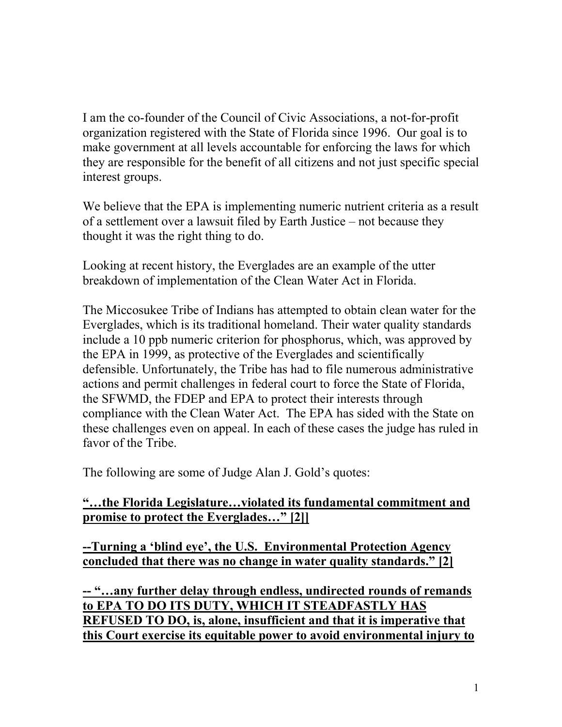I am the co-founder of the Council of Civic Associations, a not-for-profit organization registered with the State of Florida since 1996. Our goal is to make government at all levels accountable for enforcing the laws for which they are responsible for the benefit of all citizens and not just specific special interest groups.

We believe that the EPA is implementing numeric nutrient criteria as a result of a settlement over a lawsuit filed by Earth Justice – not because they thought it was the right thing to do.

Looking at recent history, the Everglades are an example of the utter breakdown of implementation of the Clean Water Act in Florida.

The Miccosukee Tribe of Indians has attempted to obtain clean water for the Everglades, which is its traditional homeland. Their water quality standards include a 10 ppb numeric criterion for phosphorus, which, was approved by the EPA in 1999, as protective of the Everglades and scientifically defensible. Unfortunately, the Tribe has had to file numerous administrative actions and permit challenges in federal court to force the State of Florida, the SFWMD, the FDEP and EPA to protect their interests through compliance with the Clean Water Act. The EPA has sided with the State on these challenges even on appeal. In each of these cases the judge has ruled in favor of the Tribe.

The following are some of Judge Alan J. Gold's quotes:

**"…the Florida Legislature…violated its fundamental commitment and promise to protect the Everglades…" [2]]**

**--Turning a 'blind eye', the U.S. Environmental Protection Agency concluded that there was no change in water quality standards." [2]**

**-- "…any further delay through endless, undirected rounds of remands to EPA TO DO ITS DUTY, WHICH IT STEADFASTLY HAS REFUSED TO DO, is, alone, insufficient and that it is imperative that this Court exercise its equitable power to avoid environmental injury to**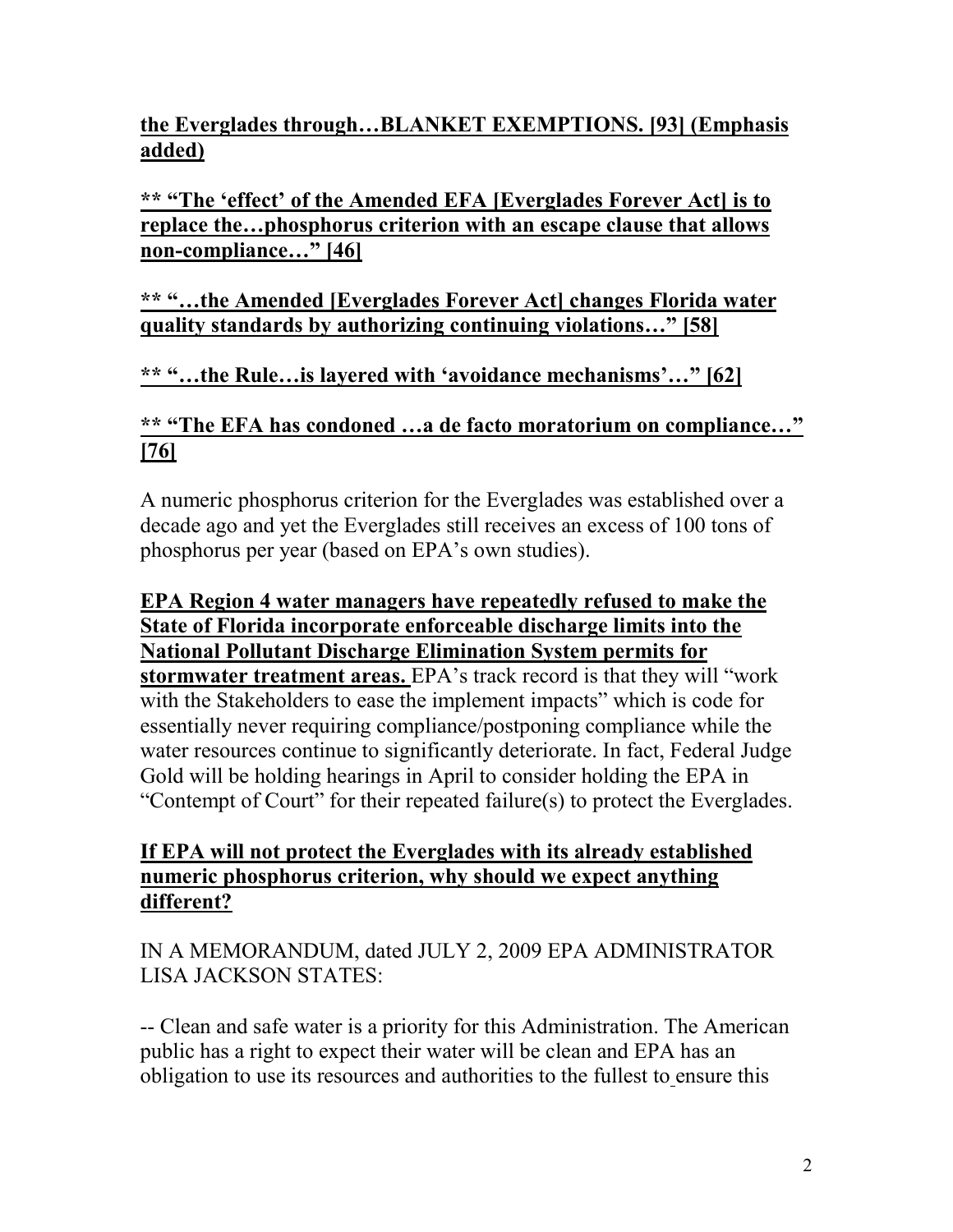**the Everglades through…BLANKET EXEMPTIONS. [93] (Emphasis added)**

**** "The 'effect' of the Amended EFA [Everglades Forever Act] is to replace the…phosphorus criterion with an escape clause that allows non-compliance…" [46]**

**** "…the Amended [Everglades Forever Act] changes Florida water quality standards by authorizing continuing violations…" [58]**

**** "…the Rule…is layered with 'avoidance mechanisms'…" [62]**

**** "The EFA has condoned …a de facto moratorium on compliance…" [76]**

A numeric phosphorus criterion for the Everglades was established over a decade ago and yet the Everglades still receives an excess of 100 tons of phosphorus per year (based on EPA's own studies).

**EPA Region 4 water managers have repeatedly refused to make the State of Florida incorporate enforceable discharge limits into the National Pollutant Discharge Elimination System permits for stormwater treatment areas.** EPA's track record is that they will "work with the Stakeholders to ease the implement impacts" which is code for essentially never requiring compliance/postponing compliance while the water resources continue to significantly deteriorate. In fact, Federal Judge Gold will be holding hearings in April to consider holding the EPA in "Contempt of Court" for their repeated failure(s) to protect the Everglades.

**If EPA will not protect the Everglades with its already established numeric phosphorus criterion, why should we expect anything different?**

IN A MEMORANDUM, dated JULY 2, 2009 EPA ADMINISTRATOR LISA JACKSON STATES:

-- Clean and safe water is a priority for this Administration. The American public has a right to expect their water will be clean and EPA has an obligation to use its resources and authorities to the fullest to ensure this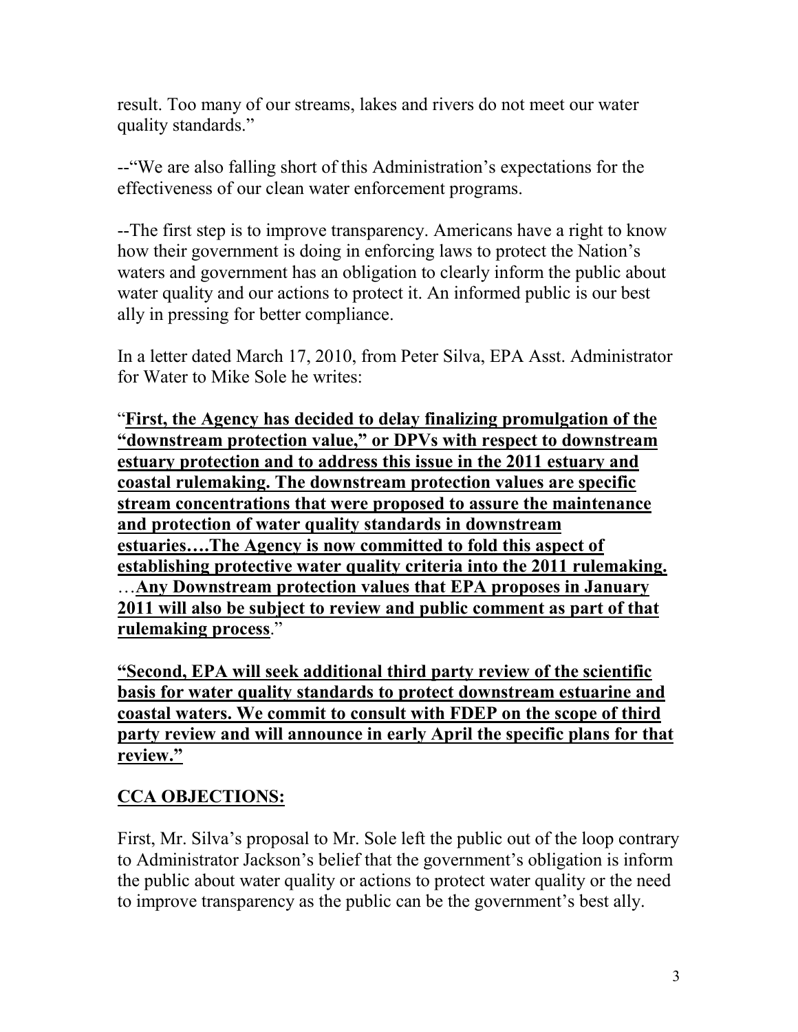result. Too many of our streams, lakes and rivers do not meet our water quality standards."

--"We are also falling short of this Administration's expectations for the effectiveness of our clean water enforcement programs.

--The first step is to improve transparency. Americans have a right to know how their government is doing in enforcing laws to protect the Nation's waters and government has an obligation to clearly inform the public about water quality and our actions to protect it. An informed public is our best ally in pressing for better compliance.

In a letter dated March 17, 2010, from Peter Silva, EPA Asst. Administrator for Water to Mike Sole he writes:

"**First, the Agency has decided to delay finalizing promulgation of the "downstream protection value," or DPVs with respect to downstream estuary protection and to address this issue in the 2011 estuary and coastal rulemaking. The downstream protection values are specific stream concentrations that were proposed to assure the maintenance and protection of water quality standards in downstream estuaries….The Agency is now committed to fold this aspect of establishing protective water quality criteria into the 2011 rulemaking.** …**Any Downstream protection values that EPA proposes in January 2011 will also be subject to review and public comment as part of that rulemaking process**."

**"Second, EPA will seek additional third party review of the scientific basis for water quality standards to protect downstream estuarine and coastal waters. We commit to consult with FDEP on the scope of third party review and will announce in early April the specific plans for that review."**

## CCA OBJECTIONS:

First, Mr. Silva's proposal to Mr. Sole left the public out of the loop contrary to Administrator Jackson's belief that the government's obligation is inform the public about water quality or actions to protect water quality or the need to improve transparency as the public can be the government's best ally.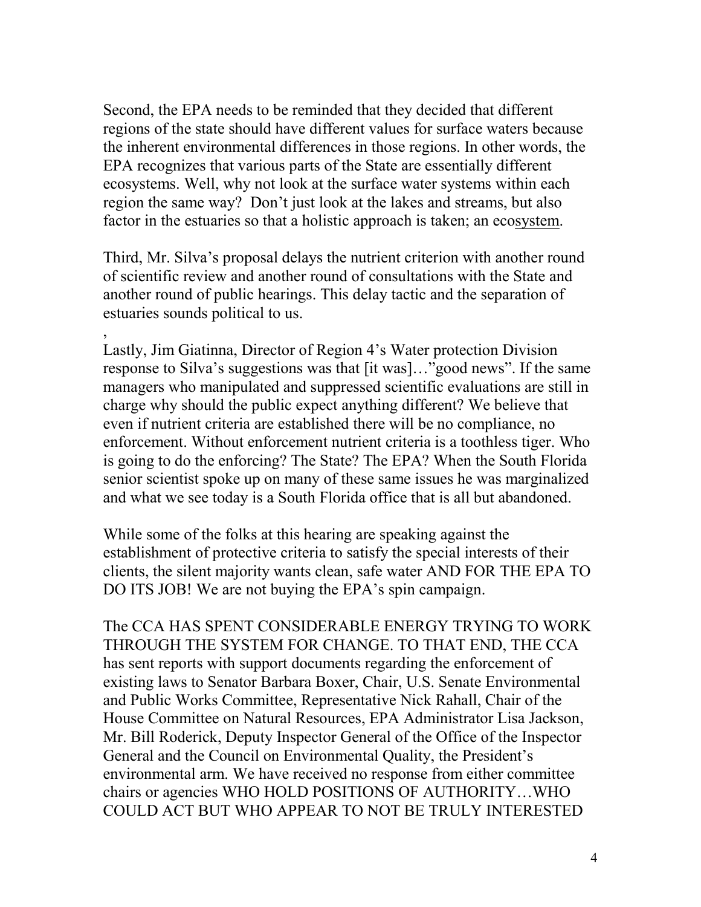Second, the EPA needs to be reminded that they decided that different regions of the state should have different values for surface waters because the inherent environmental differences in those regions. In other words, the EPA recognizes that various parts of the State are essentially different ecosystems. Well, why not look at the surface water systems within each region the same way? Don't just look at the lakes and streams, but also factor in the estuaries so that a holistic approach is taken; an eco<u>system</u>.

Third, Mr. Silva's proposal delays the nutrient criterion with another round of scientific review and another round of consultations with the State and another round of public hearings. This delay tactic and the separation of estuaries sounds political to us.

,
Lastly, Jim Giatinna, Director of Region 4's Water protection Division response to Silva's suggestions was that [it was]…"good news". If the same managers who manipulated and suppressed scientific evaluations are still in charge why should the public expect anything different? We believe that even if nutrient criteria are established there will be no compliance, no enforcement. Without enforcement nutrient criteria is a toothless tiger. Who is going to do the enforcing? The State? The EPA? When the South Florida senior scientist spoke up on many of these same issues he was marginalized and what we see today is a South Florida office that is all but abandoned.

While some of the folks at this hearing are speaking against the establishment of protective criteria to satisfy the special interests of their clients, the silent majority wants clean, safe water AND FOR THE EPA TO DO ITS JOB! We are not buying the EPA's spin campaign.

The CCA HAS SPENT CONSIDERABLE ENERGY TRYING TO WORK THROUGH THE SYSTEM FOR CHANGE. TO THAT END, THE CCA has sent reports with support documents regarding the enforcement of existing laws to Senator Barbara Boxer, Chair, U.S. Senate Environmental and Public Works Committee, Representative Nick Rahall, Chair of the House Committee on Natural Resources, EPA Administrator Lisa Jackson, Mr. Bill Roderick, Deputy Inspector General of the Office of the Inspector General and the Council on Environmental Quality, the President's environmental arm. We have received no response from either committee chairs or agencies WHO HOLD POSITIONS OF AUTHORITY…WHO COULD ACT BUT WHO APPEAR TO NOT BE TRULY INTERESTED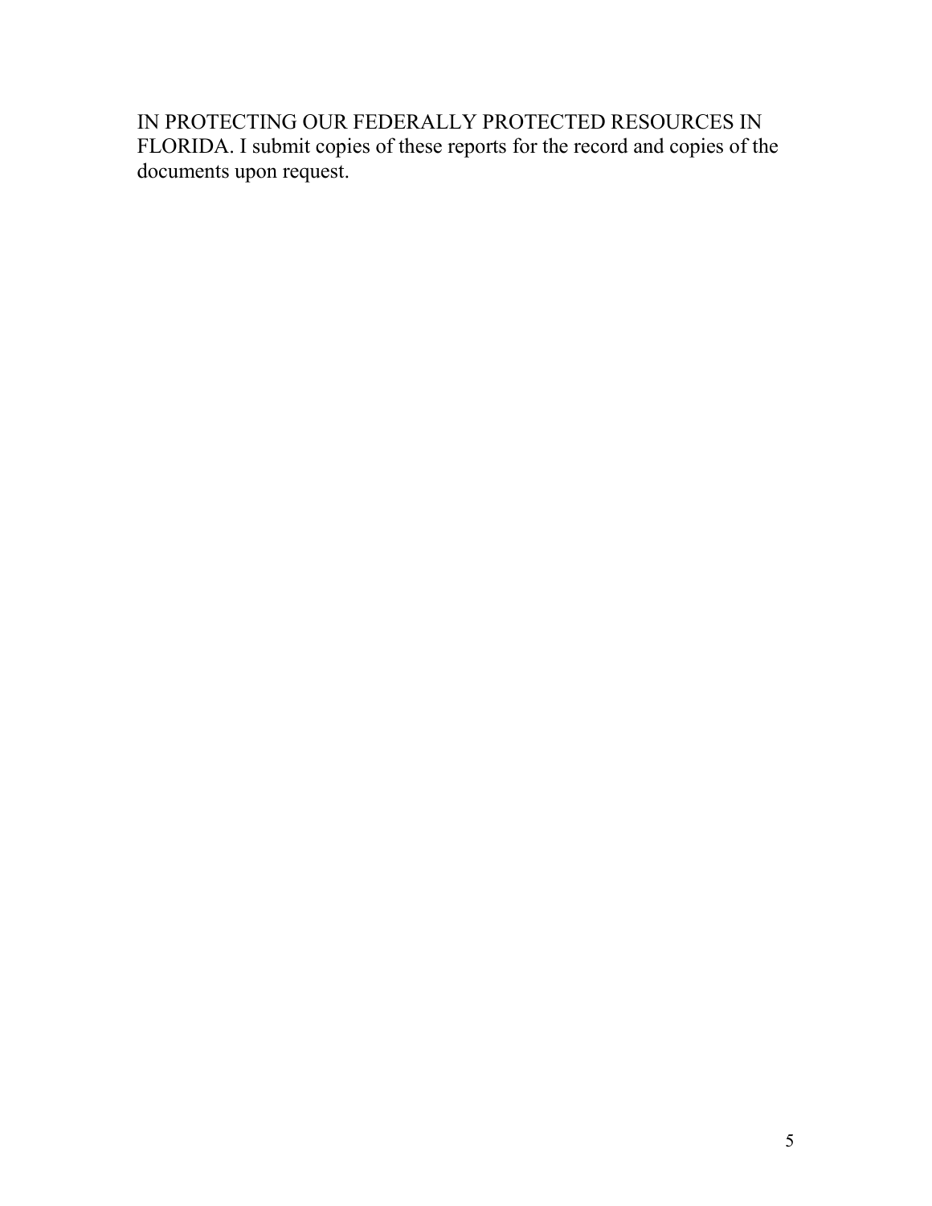IN PROTECTING OUR FEDERALLY PROTECTED RESOURCES IN FLORIDA. I submit copies of these reports for the record and copies of the documents upon request.